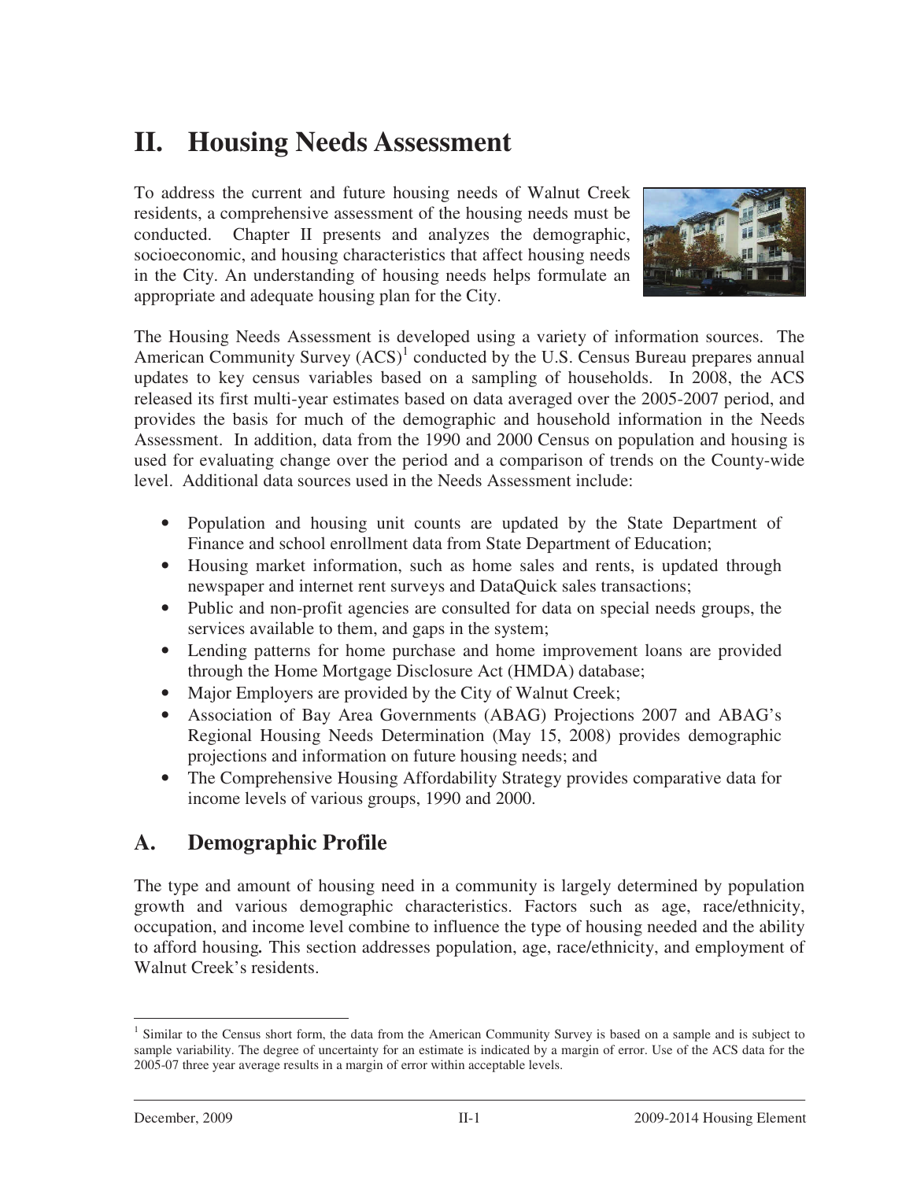# II. Housing Needs Assessment

To address the current and future housing needs of Walnut Creek residents, a comprehensive assessment of the housing needs must be conducted. Chapter II presents and analyzes the demographic, socioeconomic, and housing characteristics that affect housing needs in the City. An understanding of housing needs helps formulate an appropriate and adequate housing plan for the City.

The Housing Needs Assessment is developed using a variety of information sources. The American Community Survey (ACS)[1] conducted by the U.S. Census Bureau prepares annual updates to key census variables based on a sampling of households. In 2008, the ACS released its first multi-year estimates based on data averaged over the 2005-2007 period, and provides the basis for much of the demographic and household information in the Needs Assessment. In addition, data from the 1990 and 2000 Census on population and housing is used for evaluating change over the period and a comparison of trends on the County-wide level. Additional data sources used in the Needs Assessment include:

- Population and housing unit counts are updated by the State Department of Finance and school enrollment data from State Department of Education;
- Housing market information, such as home sales and rents, is updated through newspaper and internet rent surveys and DataQuick sales transactions;
- Public and non-profit agencies are consulted for data on special needs groups, the services available to them, and gaps in the system;
- Lending patterns for home purchase and home improvement loans are provided through the Home Mortgage Disclosure Act (HMDA) database;
- Major Employers are provided by the City of Walnut Creek;
- Association of Bay Area Governments (ABAG) Projections 2007 and ABAG's Regional Housing Needs Determination (May 15, 2008) provides demographic projections and information on future housing needs; and
- The Comprehensive Housing Affordability Strategy provides comparative data for income levels of various groups, 1990 and 2000.

## A. Demographic Profile

The type and amount of housing need in a community is largely determined by population growth and various demographic characteristics. Factors such as age, race/ethnicity, occupation, and income level combine to influence the type of housing needed and the ability to afford housing**.** This section addresses population, age, race/ethnicity, and employment of Walnut Creek's residents.

---

[1] Similar to the Census short form, the data from the American Community Survey is based on a sample and is subject to sample variability. The degree of uncertainty for an estimate is indicated by a margin of error. Use of the ACS data for the 2005-07 three year average results in a margin of error within acceptable levels.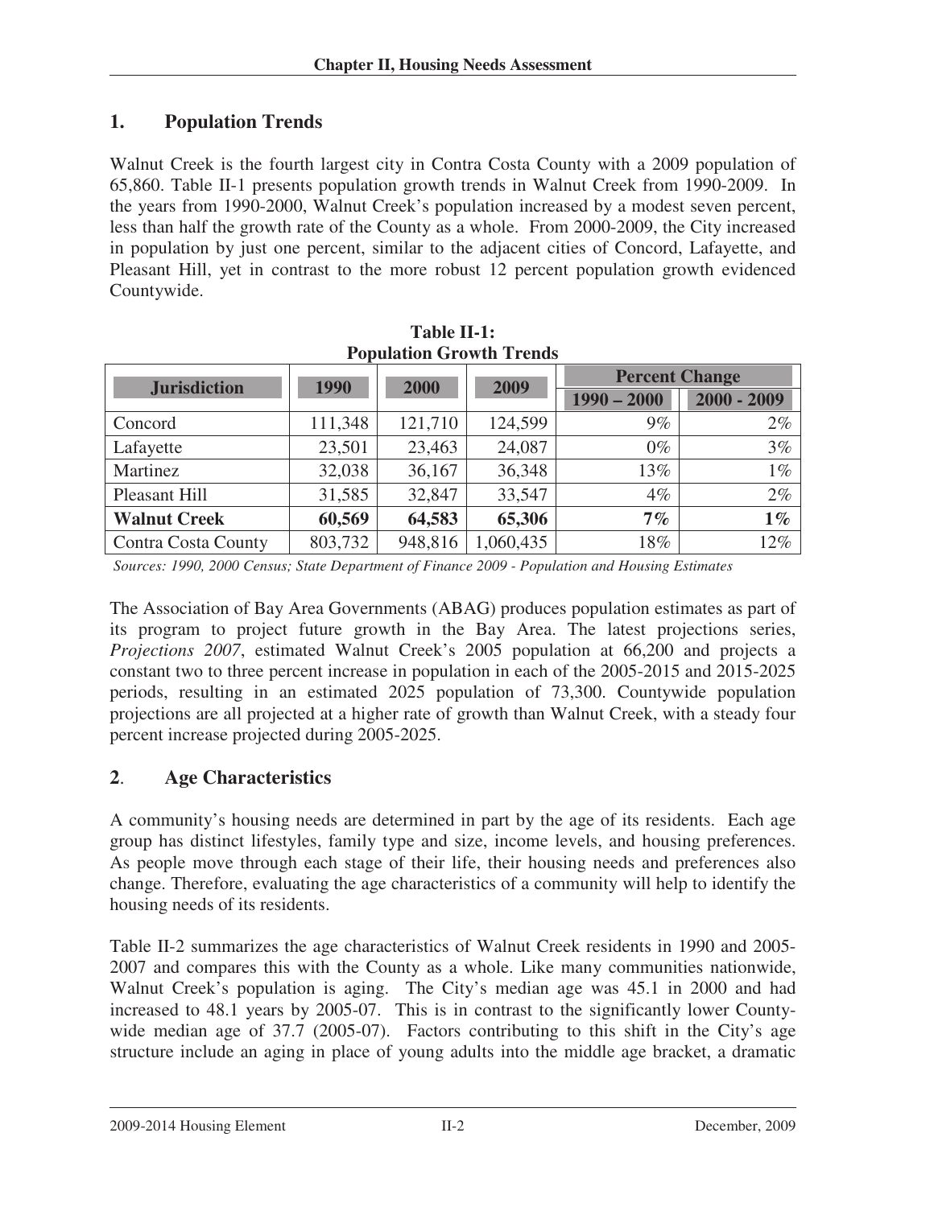## 1. Population Trends

Walnut Creek is the fourth largest city in Contra Costa County with a 2009 population of 65,860. Table II-1 presents population growth trends in Walnut Creek from 1990-2009. In the years from 1990-2000, Walnut Creek's population increased by a modest seven percent, less than half the growth rate of the County as a whole. From 2000-2009, the City increased in population by just one percent, similar to the adjacent cities of Concord, Lafayette, and Pleasant Hill, yet in contrast to the more robust 12 percent population growth evidenced Countywide.

**Table II-1: Population Growth Trends**

| Jurisdiction | 1990 | 2000 | 2009 | Percent Change | |
|---|---|---|---|---|---|
| | | | | 1990 – 2000 | 2000 - 2009 |
| Concord | 111,348 | 121,710 | 124,599 | 9% | 2% |
| Lafayette | 23,501 | 23,463 | 24,087 | 0% | 3% |
| Martinez | 32,038 | 36,167 | 36,348 | 13% | 1% |
| Pleasant Hill | 31,585 | 32,847 | 33,547 | 4% | 2% |
| **Walnut Creek** | **60,569** | **64,583** | **65,306** | **7%** | **1%** |
| Contra Costa County | 803,732 | 948,816 | 1,060,435 | 18% | 12% |

*Sources: 1990, 2000 Census; State Department of Finance 2009 - Population and Housing Estimates*

The Association of Bay Area Governments (ABAG) produces population estimates as part of its program to project future growth in the Bay Area. The latest projections series, *Projections 2007*, estimated Walnut Creek's 2005 population at 66,200 and projects a constant two to three percent increase in population in each of the 2005-2015 and 2015-2025 periods, resulting in an estimated 2025 population of 73,300. Countywide population projections are all projected at a higher rate of growth than Walnut Creek, with a steady four percent increase projected during 2005-2025.

## 2. Age Characteristics

A community's housing needs are determined in part by the age of its residents. Each age group has distinct lifestyles, family type and size, income levels, and housing preferences. As people move through each stage of their life, their housing needs and preferences also change. Therefore, evaluating the age characteristics of a community will help to identify the housing needs of its residents.

Table II-2 summarizes the age characteristics of Walnut Creek residents in 1990 and 2005-2007 and compares this with the County as a whole. Like many communities nationwide, Walnut Creek's population is aging. The City's median age was 45.1 in 2000 and had increased to 48.1 years by 2005-07. This is in contrast to the significantly lower County-wide median age of 37.7 (2005-07). Factors contributing to this shift in the City's age structure include an aging in place of young adults into the middle age bracket, a dramatic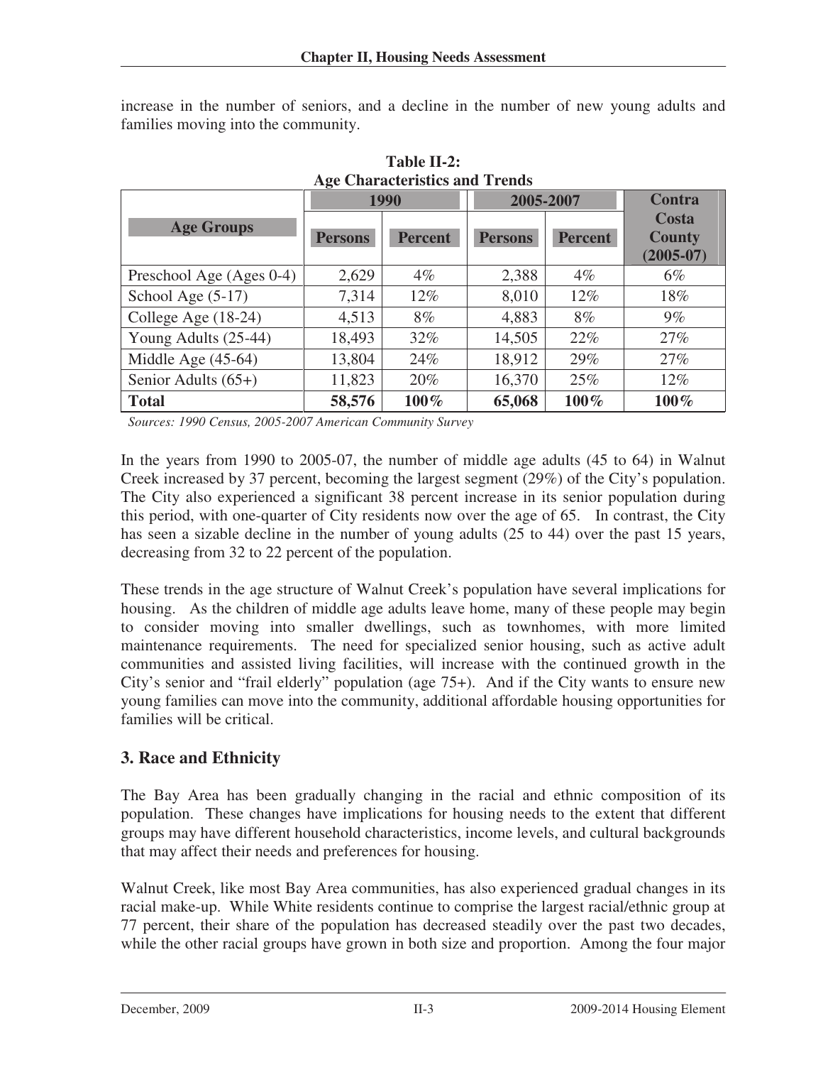increase in the number of seniors, and a decline in the number of new young adults and families moving into the community.

**Table II-2: Age Characteristics and Trends**

| Age Groups | 1990 | | 2005-2007 | | Contra Costa County (2005-07) |
|---|---|---|---|---|---|
| | Persons | Percent | Persons | Percent | |
| Preschool Age (Ages 0-4) | 2,629 | 4% | 2,388 | 4% | 6% |
| School Age (5-17) | 7,314 | 12% | 8,010 | 12% | 18% |
| College Age (18-24) | 4,513 | 8% | 4,883 | 8% | 9% |
| Young Adults (25-44) | 18,493 | 32% | 14,505 | 22% | 27% |
| Middle Age (45-64) | 13,804 | 24% | 18,912 | 29% | 27% |
| Senior Adults (65+) | 11,823 | 20% | 16,370 | 25% | 12% |
| **Total** | **58,576** | **100%** | **65,068** | **100%** | **100%** |

*Sources: 1990 Census, 2005-2007 American Community Survey*

In the years from 1990 to 2005-07, the number of middle age adults (45 to 64) in Walnut Creek increased by 37 percent, becoming the largest segment (29%) of the City's population. The City also experienced a significant 38 percent increase in its senior population during this period, with one-quarter of City residents now over the age of 65. In contrast, the City has seen a sizable decline in the number of young adults (25 to 44) over the past 15 years, decreasing from 32 to 22 percent of the population.

These trends in the age structure of Walnut Creek's population have several implications for housing. As the children of middle age adults leave home, many of these people may begin to consider moving into smaller dwellings, such as townhomes, with more limited maintenance requirements. The need for specialized senior housing, such as active adult communities and assisted living facilities, will increase with the continued growth in the City's senior and "frail elderly" population (age 75+). And if the City wants to ensure new young families can move into the community, additional affordable housing opportunities for families will be critical.

## 3. Race and Ethnicity

The Bay Area has been gradually changing in the racial and ethnic composition of its population. These changes have implications for housing needs to the extent that different groups may have different household characteristics, income levels, and cultural backgrounds that may affect their needs and preferences for housing.

Walnut Creek, like most Bay Area communities, has also experienced gradual changes in its racial make-up. While White residents continue to comprise the largest racial/ethnic group at 77 percent, their share of the population has decreased steadily over the past two decades, while the other racial groups have grown in both size and proportion. Among the four major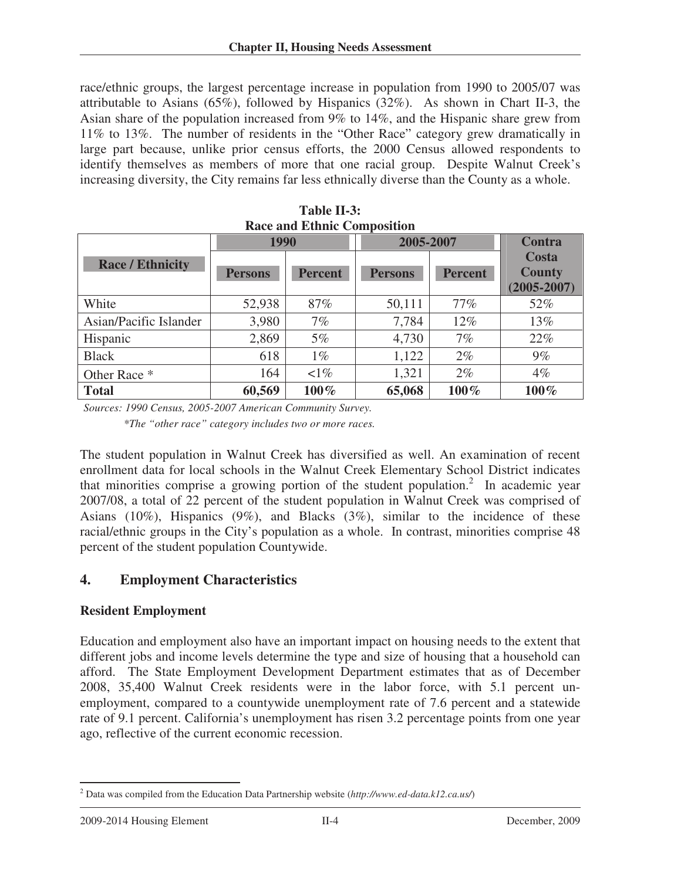race/ethnic groups, the largest percentage increase in population from 1990 to 2005/07 was attributable to Asians (65%), followed by Hispanics (32%). As shown in Chart II-3, the Asian share of the population increased from 9% to 14%, and the Hispanic share grew from 11% to 13%. The number of residents in the "Other Race" category grew dramatically in large part because, unlike prior census efforts, the 2000 Census allowed respondents to identify themselves as members of more that one racial group. Despite Walnut Creek's increasing diversity, the City remains far less ethnically diverse than the County as a whole.

**Table II-3:**
**Race and Ethnic Composition**

| Race / Ethnicity | 1990 | | 2005-2007 | | Contra Costa County (2005-2007) |
|---|---|---|---|---|---|
| | Persons | Percent | Persons | Percent | |
| White | 52,938 | 87% | 50,111 | 77% | 52% |
| Asian/Pacific Islander | 3,980 | 7% | 7,784 | 12% | 13% |
| Hispanic | 2,869 | 5% | 4,730 | 7% | 22% |
| Black | 618 | 1% | 1,122 | 2% | 9% |
| Other Race * | 164 | <1% | 1,321 | 2% | 4% |
| **Total** | **60,569** | **100%** | **65,068** | **100%** | **100%** |

*Sources: 1990 Census, 2005-2007 American Community Survey.*

*\*The "other race" category includes two or more races.*

The student population in Walnut Creek has diversified as well. An examination of recent enrollment data for local schools in the Walnut Creek Elementary School District indicates that minorities comprise a growing portion of the student population.[2] In academic year 2007/08, a total of 22 percent of the student population in Walnut Creek was comprised of Asians (10%), Hispanics (9%), and Blacks (3%), similar to the incidence of these racial/ethnic groups in the City's population as a whole. In contrast, minorities comprise 48 percent of the student population Countywide.

## 4. Employment Characteristics

### Resident Employment

Education and employment also have an important impact on housing needs to the extent that different jobs and income levels determine the type and size of housing that a household can afford. The State Employment Development Department estimates that as of December 2008, 35,400 Walnut Creek residents were in the labor force, with 5.1 percent unemployment, compared to a countywide unemployment rate of 7.6 percent and a statewide rate of 9.1 percent. California's unemployment has risen 3.2 percentage points from one year ago, reflective of the current economic recession.

[2] Data was compiled from the Education Data Partnership website (*http://www.ed-data.k12.ca.us/*)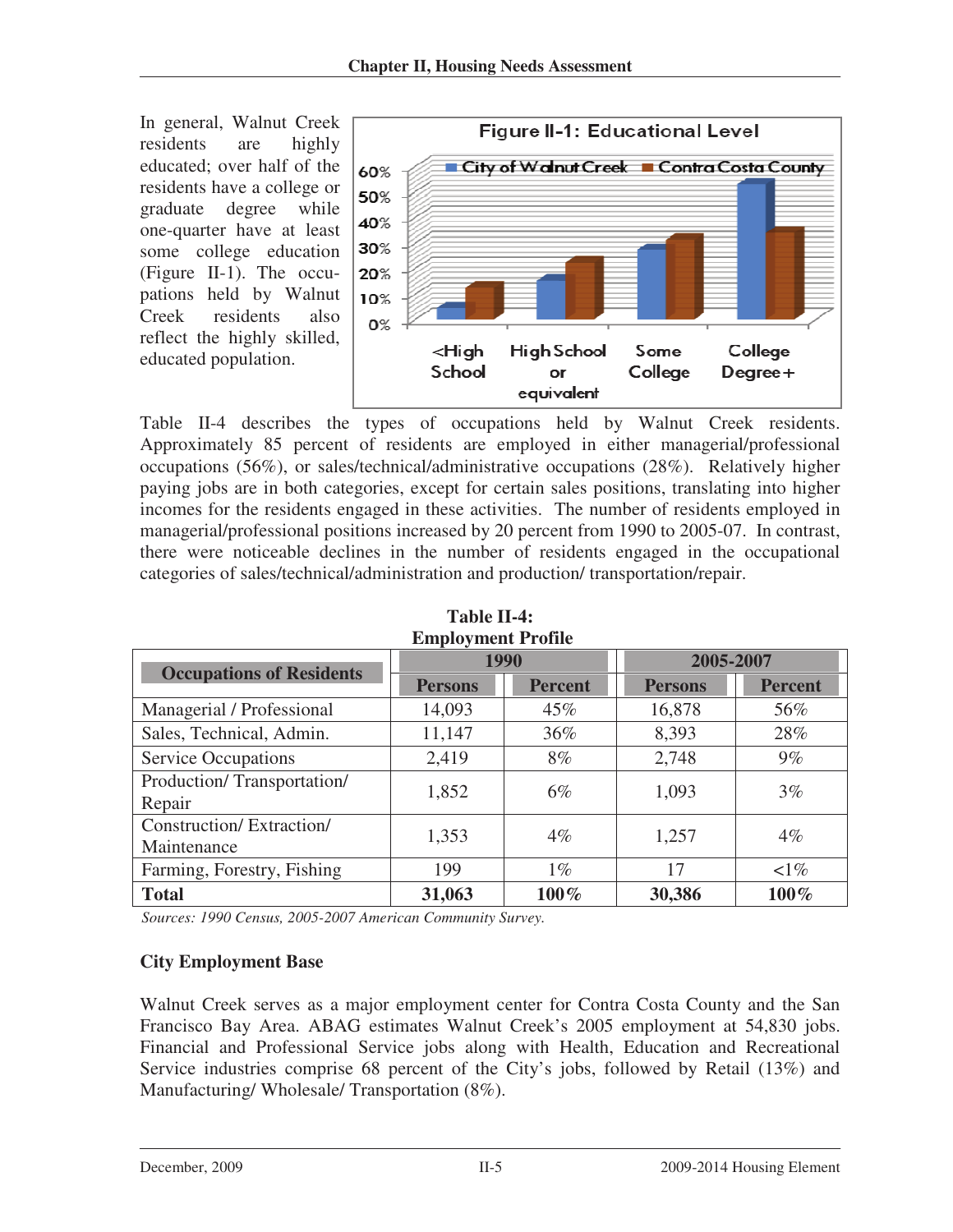In general, Walnut Creek residents are highly educated; over half of the residents have a college or graduate degree while one-quarter have at least some college education (Figure II-1). The occupations held by Walnut Creek residents also reflect the highly skilled, educated population.

**Figure II-1: Educational Level**

Table II-4 describes the types of occupations held by Walnut Creek residents. Approximately 85 percent of residents are employed in either managerial/professional occupations (56%), or sales/technical/administrative occupations (28%). Relatively higher paying jobs are in both categories, except for certain sales positions, translating into higher incomes for the residents engaged in these activities. The number of residents employed in managerial/professional positions increased by 20 percent from 1990 to 2005-07. In contrast, there were noticeable declines in the number of residents engaged in the occupational categories of sales/technical/administration and production/ transportation/repair.

**Table II-4:**
**Employment Profile**

| Occupations of Residents | 1990 | | 2005-2007 | |
|---|---|---|---|---|
| | Persons | Percent | Persons | Percent |
| Managerial / Professional | 14,093 | 45% | 16,878 | 56% |
| Sales, Technical, Admin. | 11,147 | 36% | 8,393 | 28% |
| Service Occupations | 2,419 | 8% | 2,748 | 9% |
| Production/ Transportation/ Repair | 1,852 | 6% | 1,093 | 3% |
| Construction/ Extraction/ Maintenance | 1,353 | 4% | 1,257 | 4% |
| Farming, Forestry, Fishing | 199 | 1% | 17 | <1% |
| **Total** | **31,063** | **100%** | **30,386** | **100%** |

*Sources: 1990 Census, 2005-2007 American Community Survey.*

### City Employment Base

Walnut Creek serves as a major employment center for Contra Costa County and the San Francisco Bay Area. ABAG estimates Walnut Creek's 2005 employment at 54,830 jobs. Financial and Professional Service jobs along with Health, Education and Recreational Service industries comprise 68 percent of the City's jobs, followed by Retail (13%) and Manufacturing/ Wholesale/ Transportation (8%).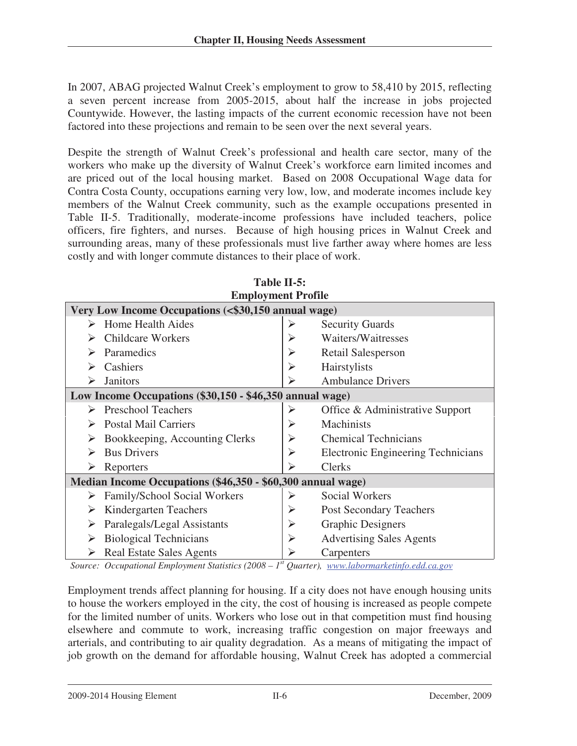In 2007, ABAG projected Walnut Creek's employment to grow to 58,410 by 2015, reflecting a seven percent increase from 2005-2015, about half the increase in jobs projected Countywide. However, the lasting impacts of the current economic recession have not been factored into these projections and remain to be seen over the next several years.

Despite the strength of Walnut Creek's professional and health care sector, many of the workers who make up the diversity of Walnut Creek's workforce earn limited incomes and are priced out of the local housing market. Based on 2008 Occupational Wage data for Contra Costa County, occupations earning very low, low, and moderate incomes include key members of the Walnut Creek community, such as the example occupations presented in Table II-5. Traditionally, moderate-income professions have included teachers, police officers, fire fighters, and nurses. Because of high housing prices in Walnut Creek and surrounding areas, many of these professionals must live farther away where homes are less costly and with longer commute distances to their place of work.

**Table II-5: Employment Profile**

| **Very Low Income Occupations (<$30,150 annual wage)** | |
|---|---|
| ➢ Home Health Aides | ➢ Security Guards |
| ➢ Childcare Workers | ➢ Waiters/Waitresses |
| ➢ Paramedics | ➢ Retail Salesperson |
| ➢ Cashiers | ➢ Hairstylists |
| ➢ Janitors | ➢ Ambulance Drivers |
| **Low Income Occupations ($30,150 - $46,350 annual wage)** | |
| ➢ Preschool Teachers | ➢ Office & Administrative Support |
| ➢ Postal Mail Carriers | ➢ Machinists |
| ➢ Bookkeeping, Accounting Clerks | ➢ Chemical Technicians |
| ➢ Bus Drivers | ➢ Electronic Engineering Technicians |
| ➢ Reporters | ➢ Clerks |
| **Median Income Occupations ($46,350 - $60,300 annual wage)** | |
| ➢ Family/School Social Workers | ➢ Social Workers |
| ➢ Kindergarten Teachers | ➢ Post Secondary Teachers |
| ➢ Paralegals/Legal Assistants | ➢ Graphic Designers |
| ➢ Biological Technicians | ➢ Advertising Sales Agents |
| ➢ Real Estate Sales Agents | ➢ Carpenters |

*Source: Occupational Employment Statistics (2008 – 1st Quarter), www.labormarketinfo.edd.ca.gov*

Employment trends affect planning for housing. If a city does not have enough housing units to house the workers employed in the city, the cost of housing is increased as people compete for the limited number of units. Workers who lose out in that competition must find housing elsewhere and commute to work, increasing traffic congestion on major freeways and arterials, and contributing to air quality degradation. As a means of mitigating the impact of job growth on the demand for affordable housing, Walnut Creek has adopted a commercial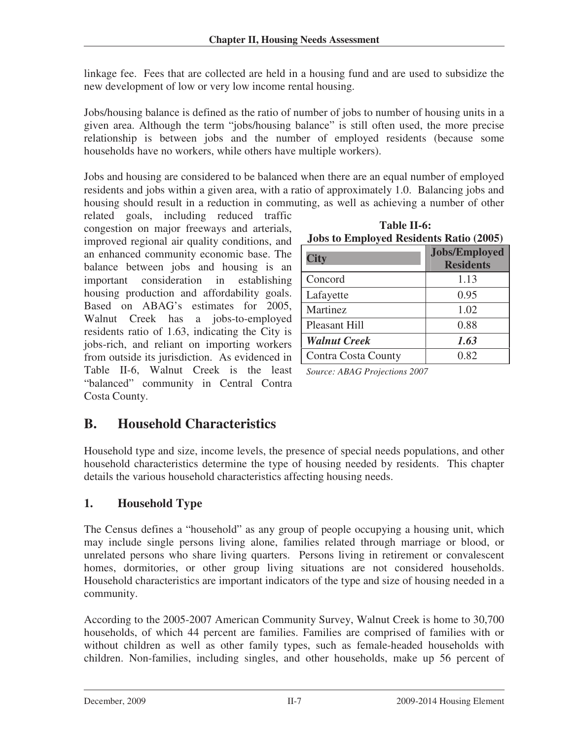linkage fee. Fees that are collected are held in a housing fund and are used to subsidize the new development of low or very low income rental housing.

Jobs/housing balance is defined as the ratio of number of jobs to number of housing units in a given area. Although the term "jobs/housing balance" is still often used, the more precise relationship is between jobs and the number of employed residents (because some households have no workers, while others have multiple workers).

Jobs and housing are considered to be balanced when there are an equal number of employed residents and jobs within a given area, with a ratio of approximately 1.0. Balancing jobs and housing should result in a reduction in commuting, as well as achieving a number of other related goals, including reduced traffic congestion on major freeways and arterials, improved regional air quality conditions, and an enhanced community economic base. The balance between jobs and housing is an important consideration in establishing housing production and affordability goals. Based on ABAG's estimates for 2005, Walnut Creek has a jobs-to-employed residents ratio of 1.63, indicating the City is jobs-rich, and reliant on importing workers from outside its jurisdiction. As evidenced in Table II-6, Walnut Creek is the least "balanced" community in Central Contra Costa County.

**Table II-6: Jobs to Employed Residents Ratio (2005)**

| City | Jobs/Employed Residents |
|---|---|
| Concord | 1.13 |
| Lafayette | 0.95 |
| Martinez | 1.02 |
| Pleasant Hill | 0.88 |
| ***Walnut Creek*** | ***1.63*** |
| Contra Costa County | 0.82 |

*Source: ABAG Projections 2007*

## B. Household Characteristics

Household type and size, income levels, the presence of special needs populations, and other household characteristics determine the type of housing needed by residents. This chapter details the various household characteristics affecting housing needs.

### 1. Household Type

The Census defines a "household" as any group of people occupying a housing unit, which may include single persons living alone, families related through marriage or blood, or unrelated persons who share living quarters. Persons living in retirement or convalescent homes, dormitories, or other group living situations are not considered households. Household characteristics are important indicators of the type and size of housing needed in a community.

According to the 2005-2007 American Community Survey, Walnut Creek is home to 30,700 households, of which 44 percent are families. Families are comprised of families with or without children as well as other family types, such as female-headed households with children. Non-families, including singles, and other households, make up 56 percent of